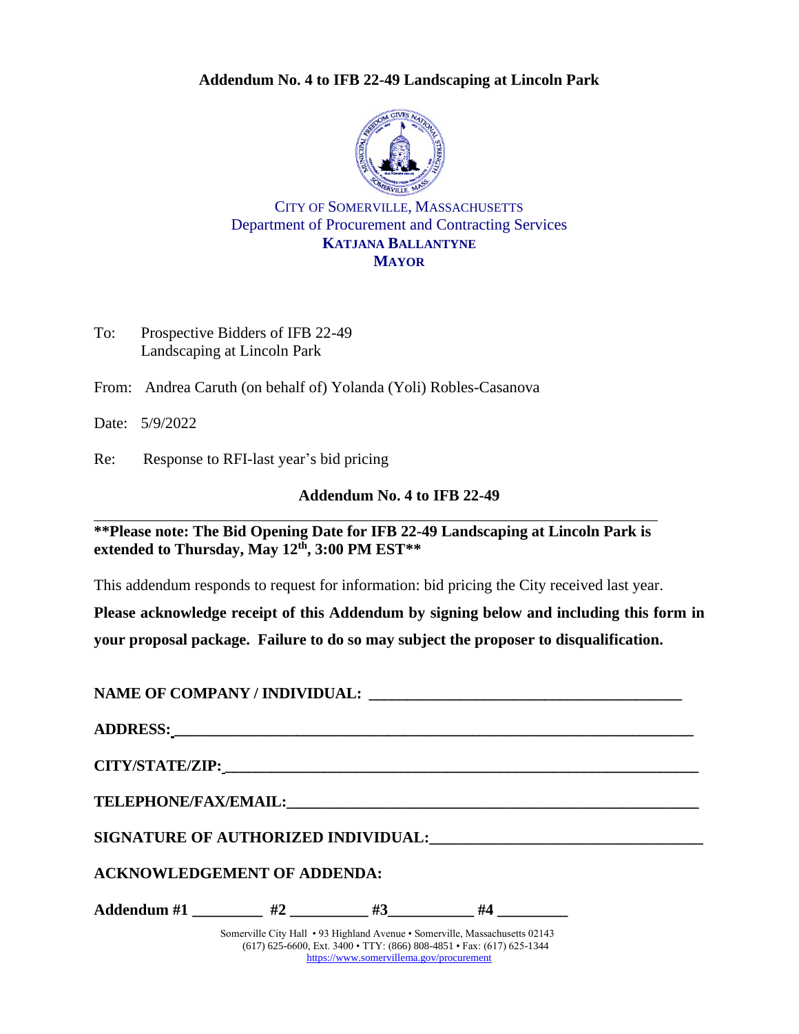# Addendum No. 4 to IFB 22-49 Landscaping at Lincoln Park

CITY OF SOMERVILLE, MASSACHUSETTS
Department of Procurement and Contracting Services
**KATJANA BALLANTYNE**
**MAYOR**

To: Prospective Bidders of IFB 22-49
Landscaping at Lincoln Park

From: Andrea Caruth (on behalf of) Yolanda (Yoli) Robles-Casanova

Date: 5/9/2022

Re: Response to RFI-last year's bid pricing

## Addendum No. 4 to IFB 22-49

**\*\*Please note: The Bid Opening Date for IFB 22-49 Landscaping at Lincoln Park is extended to Thursday, May 12th, 3:00 PM EST\*\***

This addendum responds to request for information: bid pricing the City received last year.

**Please acknowledge receipt of this Addendum by signing below and including this form in your proposal package. Failure to do so may subject the proposer to disqualification.**

**NAME OF COMPANY / INDIVIDUAL:** ________________________________________

**ADDRESS:** ________________________________________

**CITY/STATE/ZIP:** ________________________________________

**TELEPHONE/FAX/EMAIL:** ________________________________________

**SIGNATURE OF AUTHORIZED INDIVIDUAL:** ________________________________________

**ACKNOWLEDGEMENT OF ADDENDA:**

**Addendum #1** _________ **#2** __________ **#3** ___________ **#4** _________

Somerville City Hall • 93 Highland Avenue • Somerville, Massachusetts 02143
(617) 625-6600, Ext. 3400 • TTY: (866) 808-4851 • Fax: (617) 625-1344
https://www.somervillema.gov/procurement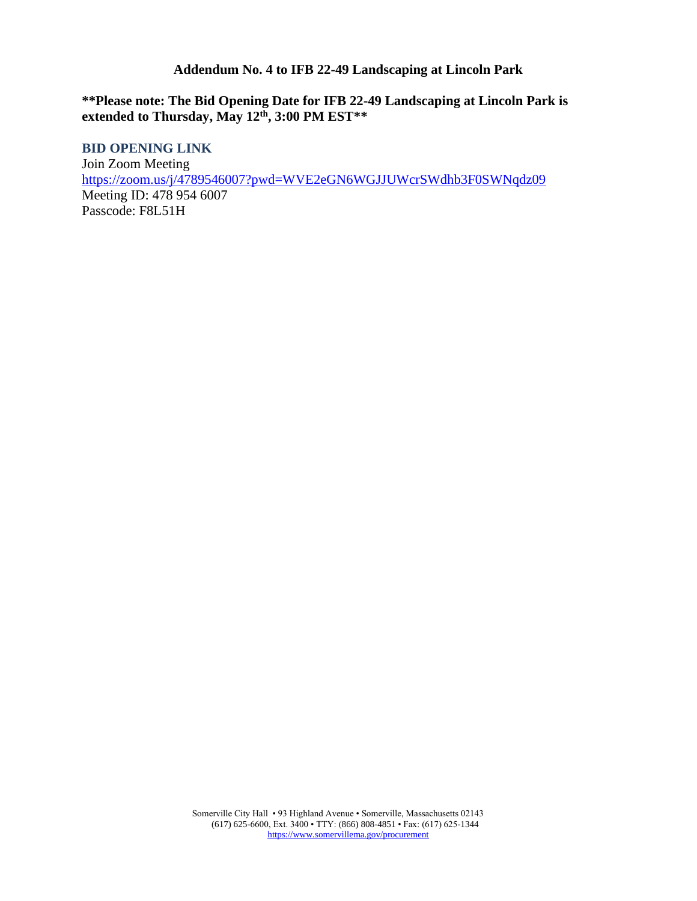# Addendum No. 4 to IFB 22-49 Landscaping at Lincoln Park

**\*\*Please note: The Bid Opening Date for IFB 22-49 Landscaping at Lincoln Park is extended to Thursday, May 12th, 3:00 PM EST\*\***

## BID OPENING LINK

Join Zoom Meeting
https://zoom.us/j/4789546007?pwd=WVE2eGN6WGJJUWcrSWdhb3F0SWNqdz09
Meeting ID: 478 954 6007
Passcode: F8L51H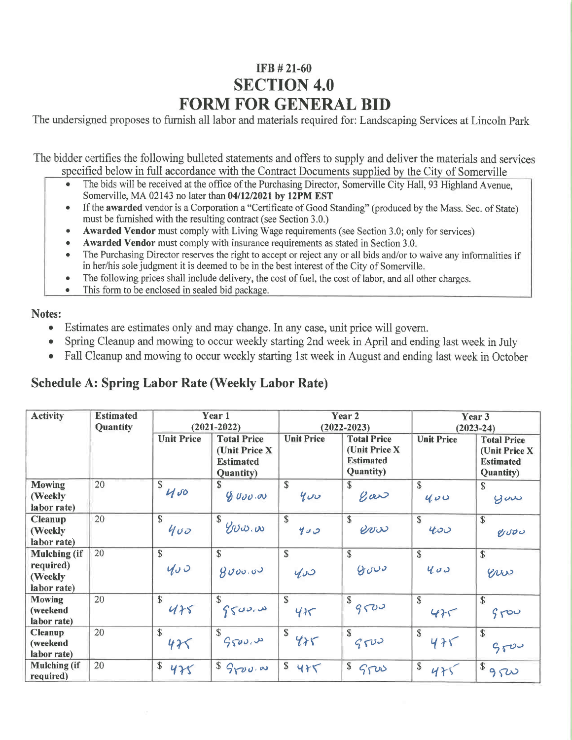# IFB # 21-60

# SECTION 4.0

# FORM FOR GENERAL BID

The undersigned proposes to furnish all labor and materials required for: Landscaping Services at Lincoln Park

The bidder certifies the following bulleted statements and offers to supply and deliver the materials and services specified below in full accordance with the Contract Documents supplied by the City of Somerville

- The bids will be received at the office of the Purchasing Director, Somerville City Hall, 93 Highland Avenue, Somerville, MA 02143 no later than **04/12/2021 by 12PM EST**
- If the **awarded** vendor is a Corporation a "Certificate of Good Standing" (produced by the Mass. Sec. of State) must be furnished with the resulting contract (see Section 3.0.)
- **Awarded Vendor** must comply with Living Wage requirements (see Section 3.0; only for services)
- **Awarded Vendor** must comply with insurance requirements as stated in Section 3.0.
- The Purchasing Director reserves the right to accept or reject any or all bids and/or to waive any informalities if in her/his sole judgment it is deemed to be in the best interest of the City of Somerville.
- The following prices shall include delivery, the cost of fuel, the cost of labor, and all other charges.
- This form to be enclosed in sealed bid package.

**Notes:**

- Estimates are estimates only and may change. In any case, unit price will govern.
- Spring Cleanup and mowing to occur weekly starting 2nd week in April and ending last week in July
- Fall Cleanup and mowing to occur weekly starting 1st week in August and ending last week in October

## Schedule A: Spring Labor Rate (Weekly Labor Rate)

| Activity | Estimated Quantity | Year 1 (2021-2022) | | Year 2 (2022-2023) | | Year 3 (2023-24) | |
|---|---|---|---|---|---|---|---|
| | | Unit Price | Total Price (Unit Price X Estimated Quantity) | Unit Price | Total Price (Unit Price X Estimated Quantity) | Unit Price | Total Price (Unit Price X Estimated Quantity) |
| Mowing (Weekly labor rate) | 20 | $ 400 | $ 8000.00 | $ 400 | $ 8000 | $ 400 | $ 8000 |
| Cleanup (Weekly labor rate) | 20 | $ 400 | $ 8000.00 | $ 400 | $ 8000 | $ 400 | $ 8000 |
| Mulching (if required) (Weekly labor rate) | 20 | $ 400 | $ 8000.00 | $ 400 | $ 8000 | $ 400 | $ 8000 |
| Mowing (weekend labor rate) | 20 | $ 475 | $ 9500.00 | $ 475 | $ 9500 | $ 475 | $ 9500 |
| Cleanup (weekend labor rate) | 20 | $ 475 | $ 9500.00 | $ 475 | $ 9500 | $ 475 | $ 9500 |
| Mulching (if required) | 20 | $ 475 | $ 9500.00 | $ 475 | $ 9500 | $ 475 | $ 9500 |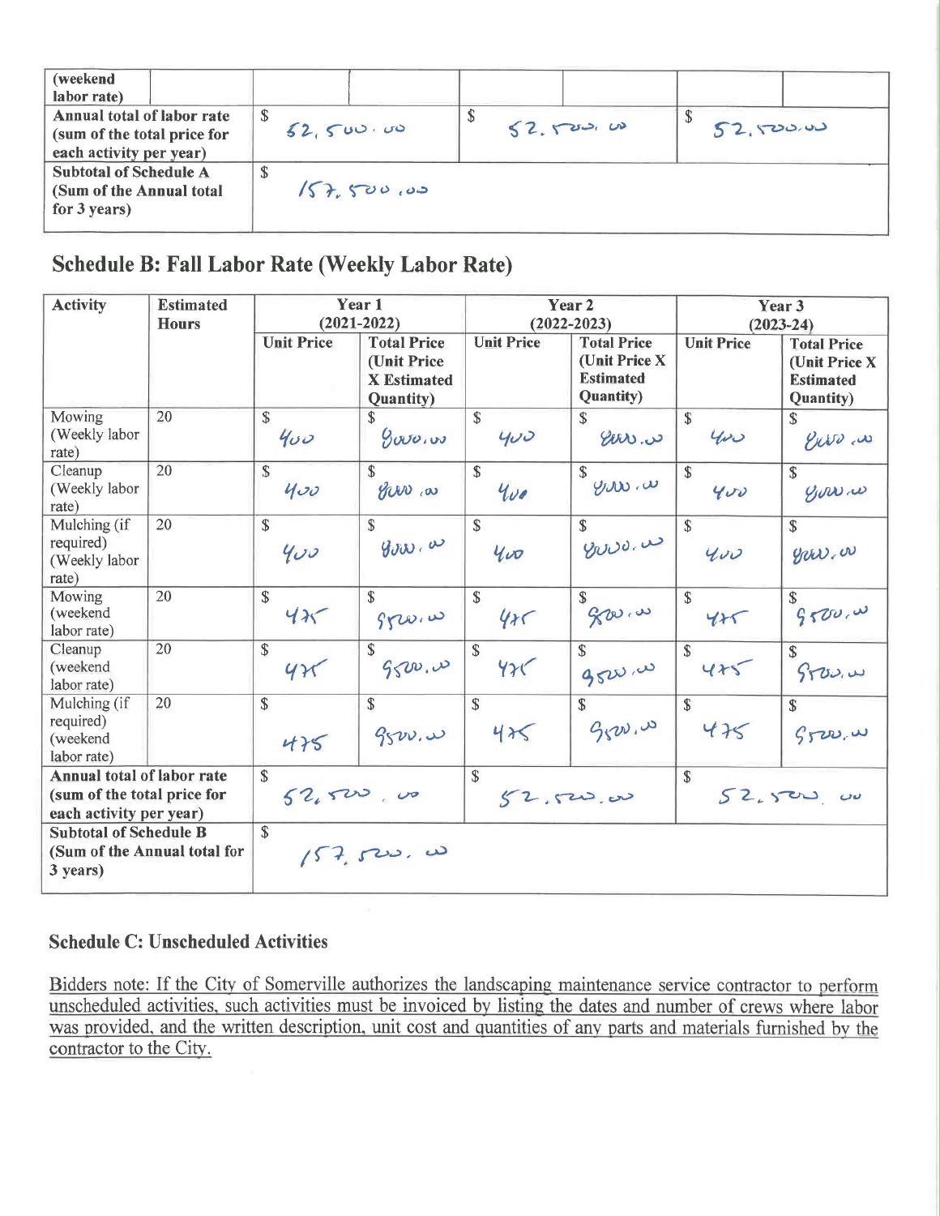| (weekend labor rate) | | | | | | | |
|---|---|---|---|---|---|---|---|
| Annual total of labor rate (sum of the total price for each activity per year) | | $ 52,500.00 | | $ 52,500.00 | | $ 52,500.00 | |
| Subtotal of Schedule A (Sum of the Annual total for 3 years) | | $ 157,500.00 | | | | | |

## Schedule B: Fall Labor Rate (Weekly Labor Rate)

| Activity | Estimated Hours | Year 1 (2021-2022) | | Year 2 (2022-2023) | | Year 3 (2023-24) | |
|---|---|---|---|---|---|---|---|
| | | Unit Price | Total Price (Unit Price X Estimated Quantity) | Unit Price | Total Price (Unit Price X Estimated Quantity) | Unit Price | Total Price (Unit Price X Estimated Quantity) |
| Mowing (Weekly labor rate) | 20 | $ 400 | $ 8000.00 | $ 400 | $ 8000.00 | $ 400 | $ 8000.00 |
| Cleanup (Weekly labor rate) | 20 | $ 400 | $ 8000.00 | $ 400 | $ 8000.00 | $ 400 | $ 8000.00 |
| Mulching (if required) (Weekly labor rate) | 20 | $ 400 | $ 8000.00 | $ 400 | $ 8000.00 | $ 400 | $ 8000.00 |
| Mowing (weekend labor rate) | 20 | $ 475 | $ 9500.00 | $ 475 | $ 9500.00 | $ 475 | $ 9500.00 |
| Cleanup (weekend labor rate) | 20 | $ 475 | $ 9500.00 | $ 475 | $ 9500.00 | $ 475 | $ 9500.00 |
| Mulching (if required) (weekend labor rate) | 20 | $ 475 | $ 9500.00 | $ 475 | $ 9500.00 | $ 475 | $ 9500.00 |
| **Annual total of labor rate (sum of the total price for each activity per year)** | | $ 52,500.00 | | $ 52,500.00 | | $ 52,500.00 | |
| **Subtotal of Schedule B (Sum of the Annual total for 3 years)** | | $ 157,500.00 | | | | | |

### Schedule C: Unscheduled Activities

Bidders note: If the City of Somerville authorizes the landscaping maintenance service contractor to perform unscheduled activities, such activities must be invoiced by listing the dates and number of crews where labor was provided, and the written description, unit cost and quantities of any parts and materials furnished by the contractor to the City.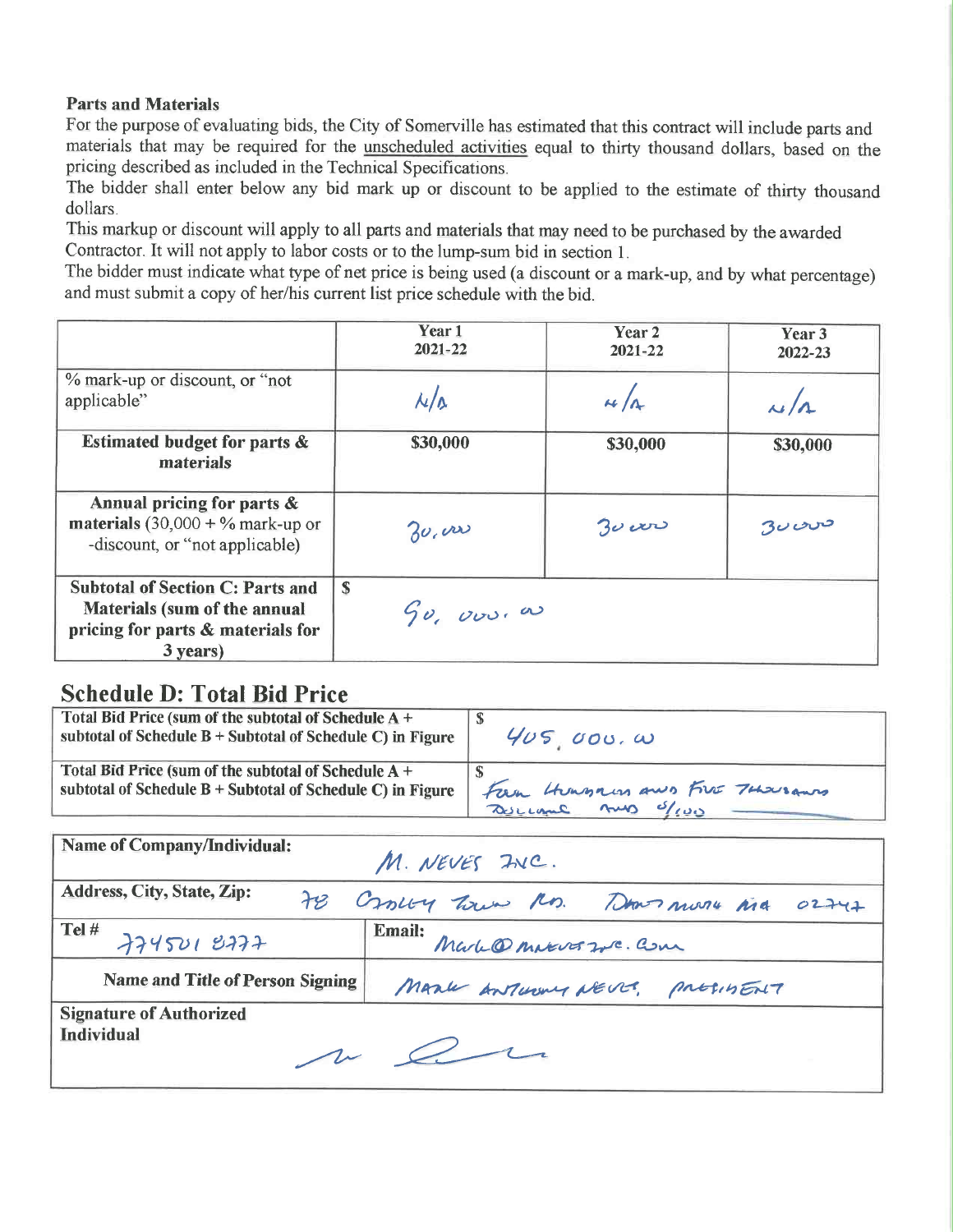**Parts and Materials**

For the purpose of evaluating bids, the City of Somerville has estimated that this contract will include parts and materials that may be required for the unscheduled activities equal to thirty thousand dollars, based on the pricing described as included in the Technical Specifications.

The bidder shall enter below any bid mark up or discount to be applied to the estimate of thirty thousand dollars.

This markup or discount will apply to all parts and materials that may need to be purchased by the awarded Contractor. It will not apply to labor costs or to the lump-sum bid in section 1.

The bidder must indicate what type of net price is being used (a discount or a mark-up, and by what percentage) and must submit a copy of her/his current list price schedule with the bid.

| | Year 1 2021-22 | Year 2 2021-22 | Year 3 2022-23 |
|---|---|---|---|
| % mark-up or discount, or "not applicable" | N/A | N/A | N/A |
| **Estimated budget for parts & materials** | **$30,000** | **$30,000** | **$30,000** |
| **Annual pricing for parts & materials** (30,000 + % mark-up or -discount, or "not applicable) | 30,000 | 30,000 | 30,000 |
| **Subtotal of Section C: Parts and Materials (sum of the annual pricing for parts & materials for 3 years)** | $ 90,000.00 | | |

## Schedule D: Total Bid Price

| | |
|---|---|
| Total Bid Price (sum of the subtotal of Schedule A + subtotal of Schedule B + Subtotal of Schedule C) in Figure | $ 405,000.00 |
| Total Bid Price (sum of the subtotal of Schedule A + subtotal of Schedule B + Subtotal of Schedule C) in Figure | $ Four Hundred and Five Thousand Dollars and 0/100 |

| | |
|---|---|
| **Name of Company/Individual:** | M. NEVES INC. |
| **Address, City, State, Zip:** | 78 Crosley Town Rd. Dartmouth MA 02747 |
| **Tel #** 774501 8777 | **Email:** Mark@mnevesinc.com |
| **Name and Title of Person Signing** | Mark Anthony Neves, President |
| **Signature of Authorized Individual** | (signature) |